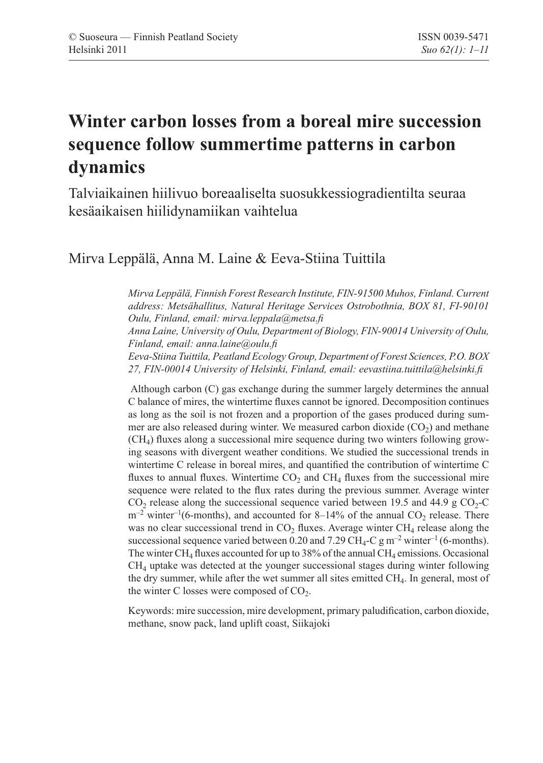© Suoseura — Finnish Peatland Society
Helsinki 2011

ISSN 0039-5471

# Winter carbon losses from a boreal mire succession sequence follow summertime patterns in carbon dynamics

Talviaikainen hiilivuo boreaaliselta suosukkessiogradientilta seuraa kesäaikaisen hiilidynamiikan vaihtelua

Mirva Leppälä, Anna M. Laine & Eeva-Stiina Tuittila

*Mirva Leppälä, Finnish Forest Research Institute, FIN-91500 Muhos, Finland. Current address: Metsähallitus, Natural Heritage Services Ostrobothnia, BOX 81, FI-90101 Oulu, Finland, email: mirva.leppala@metsa.fi*
*Anna Laine, University of Oulu, Department of Biology, FIN-90014 University of Oulu, Finland, email: anna.laine@oulu.fi*
*Eeva-Stiina Tuittila, Peatland Ecology Group, Department of Forest Sciences, P.O. BOX 27, FIN-00014 University of Helsinki, Finland, email: eevastiina.tuittila@helsinki.fi*

Although carbon (C) gas exchange during the summer largely determines the annual C balance of mires, the wintertime fluxes cannot be ignored. Decomposition continues as long as the soil is not frozen and a proportion of the gases produced during summer are also released during winter. We measured carbon dioxide ($CO_2$) and methane ($CH_4$) fluxes along a successional mire sequence during two winters following growing seasons with divergent weather conditions. We studied the successional trends in wintertime C release in boreal mires, and quantified the contribution of wintertime C fluxes to annual fluxes. Wintertime $CO_2$ and $CH_4$ fluxes from the successional mire sequence were related to the flux rates during the previous summer. Average winter $CO_2$ release along the successional sequence varied between 19.5 and 44.9 g $CO_2$-C $m^{-2}$ winter$^{-1}$(6-months), and accounted for 8–14% of the annual $CO_2$ release. There was no clear successional trend in $CO_2$ fluxes. Average winter $CH_4$ release along the successional sequence varied between 0.20 and 7.29 $CH_4$-C g $m^{-2}$ winter$^{-1}$ (6-months). The winter $CH_4$ fluxes accounted for up to 38% of the annual $CH_4$ emissions. Occasional $CH_4$ uptake was detected at the younger successional stages during winter following the dry summer, while after the wet summer all sites emitted $CH_4$. In general, most of the winter C losses were composed of $CO_2$.

Keywords: mire succession, mire development, primary paludification, carbon dioxide, methane, snow pack, land uplift coast, Siikajoki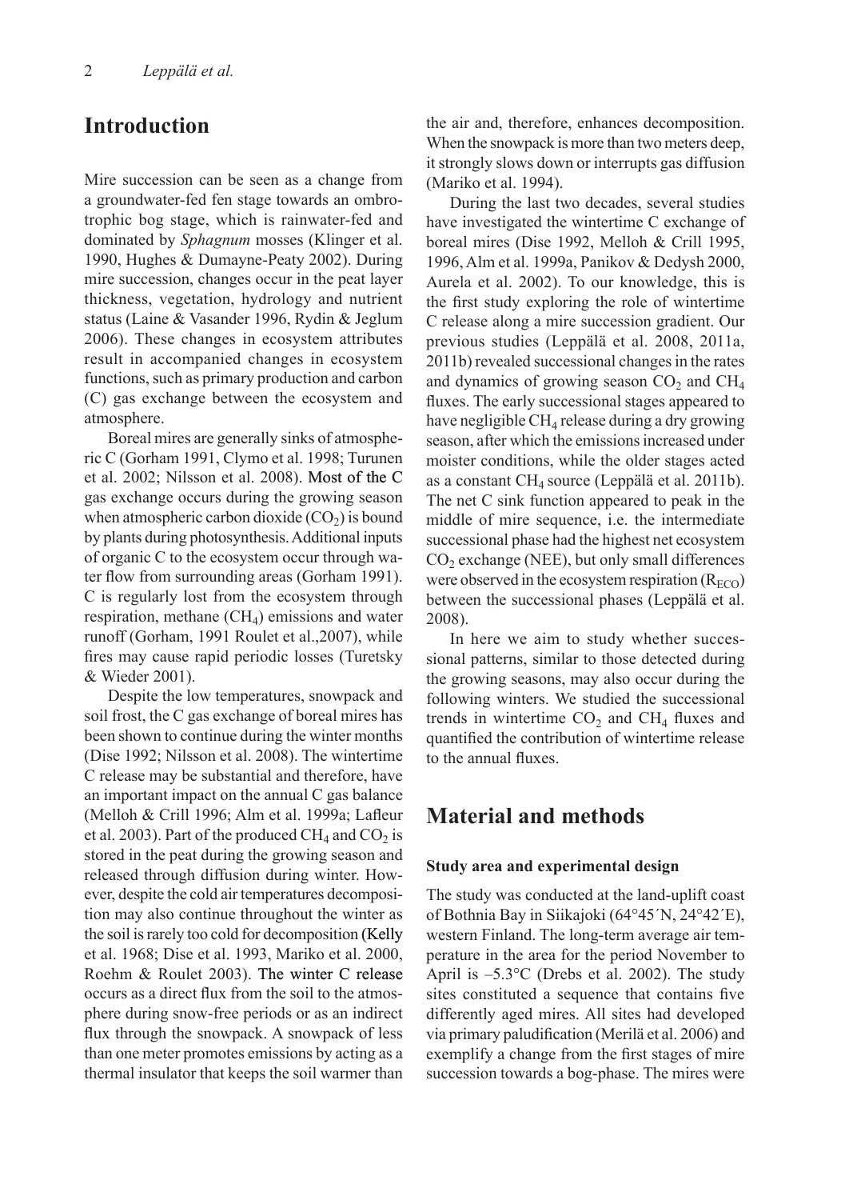## Introduction

Mire succession can be seen as a change from a groundwater-fed fen stage towards an ombrotrophic bog stage, which is rainwater-fed and dominated by *Sphagnum* mosses (Klinger et al. 1990, Hughes & Dumayne-Peaty 2002). During mire succession, changes occur in the peat layer thickness, vegetation, hydrology and nutrient status (Laine & Vasander 1996, Rydin & Jeglum 2006). These changes in ecosystem attributes result in accompanied changes in ecosystem functions, such as primary production and carbon (C) gas exchange between the ecosystem and atmosphere.

Boreal mires are generally sinks of atmospheric C (Gorham 1991, Clymo et al. 1998; Turunen et al. 2002; Nilsson et al. 2008). Most of the C gas exchange occurs during the growing season when atmospheric carbon dioxide ($CO_2$) is bound by plants during photosynthesis. Additional inputs of organic C to the ecosystem occur through water flow from surrounding areas (Gorham 1991). C is regularly lost from the ecosystem through respiration, methane ($CH_4$) emissions and water runoff (Gorham, 1991 Roulet et al.,2007), while fires may cause rapid periodic losses (Turetsky & Wieder 2001).

Despite the low temperatures, snowpack and soil frost, the C gas exchange of boreal mires has been shown to continue during the winter months (Dise 1992; Nilsson et al. 2008). The wintertime C release may be substantial and therefore, have an important impact on the annual C gas balance (Melloh & Crill 1996; Alm et al. 1999a; Lafleur et al. 2003). Part of the produced $CH_4$ and $CO_2$ is stored in the peat during the growing season and released through diffusion during winter. However, despite the cold air temperatures decomposition may also continue throughout the winter as the soil is rarely too cold for decomposition (Kelly et al. 1968; Dise et al. 1993, Mariko et al. 2000, Roehm & Roulet 2003). The winter C release occurs as a direct flux from the soil to the atmosphere during snow-free periods or as an indirect flux through the snowpack. A snowpack of less than one meter promotes emissions by acting as a thermal insulator that keeps the soil warmer than the air and, therefore, enhances decomposition. When the snowpack is more than two meters deep, it strongly slows down or interrupts gas diffusion (Mariko et al. 1994).

During the last two decades, several studies have investigated the wintertime C exchange of boreal mires (Dise 1992, Melloh & Crill 1995, 1996, Alm et al. 1999a, Panikov & Dedysh 2000, Aurela et al. 2002). To our knowledge, this is the first study exploring the role of wintertime C release along a mire succession gradient. Our previous studies (Leppälä et al. 2008, 2011a, 2011b) revealed successional changes in the rates and dynamics of growing season $CO_2$ and $CH_4$ fluxes. The early successional stages appeared to have negligible $CH_4$ release during a dry growing season, after which the emissions increased under moister conditions, while the older stages acted as a constant $CH_4$ source (Leppälä et al. 2011b). The net C sink function appeared to peak in the middle of mire sequence, i.e. the intermediate successional phase had the highest net ecosystem $CO_2$ exchange (NEE), but only small differences were observed in the ecosystem respiration ($R_{ECO}$) between the successional phases (Leppälä et al. 2008).

In here we aim to study whether successional patterns, similar to those detected during the growing seasons, may also occur during the following winters. We studied the successional trends in wintertime $CO_2$ and $CH_4$ fluxes and quantified the contribution of wintertime release to the annual fluxes.

## Material and methods

### Study area and experimental design

The study was conducted at the land-uplift coast of Bothnia Bay in Siikajoki (64°45´N, 24°42´E), western Finland. The long-term average air temperature in the area for the period November to April is –5.3°C (Drebs et al. 2002). The study sites constituted a sequence that contains five differently aged mires. All sites had developed via primary paludification (Merilä et al. 2006) and exemplify a change from the first stages of mire succession towards a bog-phase. The mires were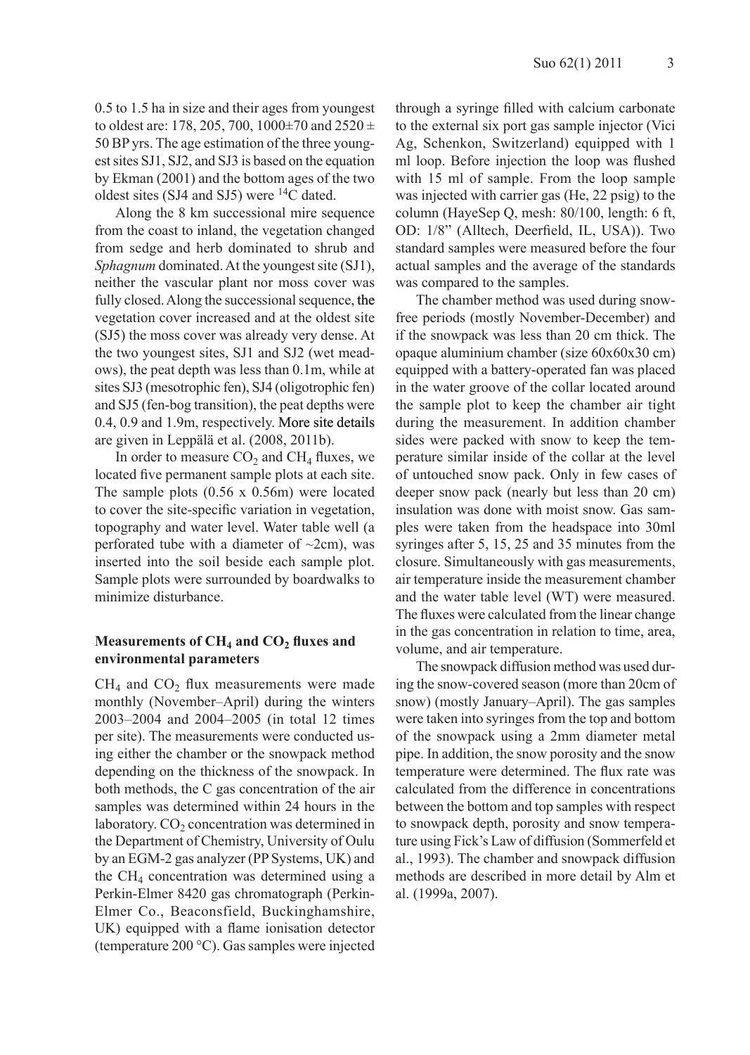0.5 to 1.5 ha in size and their ages from youngest to oldest are: 178, 205, 700, 1000±70 and 2520 ± 50 BP yrs. The age estimation of the three youngest sites SJ1, SJ2, and SJ3 is based on the equation by Ekman (2001) and the bottom ages of the two oldest sites (SJ4 and SJ5) were $^{14}C$ dated.

Along the 8 km successional mire sequence from the coast to inland, the vegetation changed from sedge and herb dominated to shrub and *Sphagnum* dominated. At the youngest site (SJ1), neither the vascular plant nor moss cover was fully closed. Along the successional sequence, the vegetation cover increased and at the oldest site (SJ5) the moss cover was already very dense. At the two youngest sites, SJ1 and SJ2 (wet meadows), the peat depth was less than 0.1m, while at sites SJ3 (mesotrophic fen), SJ4 (oligotrophic fen) and SJ5 (fen-bog transition), the peat depths were 0.4, 0.9 and 1.9m, respectively. More site details are given in Leppälä et al. (2008, 2011b).

In order to measure $CO_2$ and $CH_4$ fluxes, we located five permanent sample plots at each site. The sample plots (0.56 x 0.56m) were located to cover the site-specific variation in vegetation, topography and water level. Water table well (a perforated tube with a diameter of ~2cm), was inserted into the soil beside each sample plot. Sample plots were surrounded by boardwalks to minimize disturbance.

### Measurements of $CH_4$ and $CO_2$ fluxes and environmental parameters

$CH_4$ and $CO_2$ flux measurements were made monthly (November–April) during the winters 2003–2004 and 2004–2005 (in total 12 times per site). The measurements were conducted using either the chamber or the snowpack method depending on the thickness of the snowpack. In both methods, the C gas concentration of the air samples was determined within 24 hours in the laboratory. $CO_2$ concentration was determined in the Department of Chemistry, University of Oulu by an EGM-2 gas analyzer (PP Systems, UK) and the $CH_4$ concentration was determined using a Perkin-Elmer 8420 gas chromatograph (Perkin-Elmer Co., Beaconsfield, Buckinghamshire, UK) equipped with a flame ionisation detector (temperature 200 °C). Gas samples were injected through a syringe filled with calcium carbonate to the external six port gas sample injector (Vici Ag, Schenkon, Switzerland) equipped with 1 ml loop. Before injection the loop was flushed with 15 ml of sample. From the loop sample was injected with carrier gas (He, 22 psig) to the column (HayeSep Q, mesh: 80/100, length: 6 ft, OD: 1/8" (Alltech, Deerfield, IL, USA)). Two standard samples were measured before the four actual samples and the average of the standards was compared to the samples.

The chamber method was used during snow-free periods (mostly November-December) and if the snowpack was less than 20 cm thick. The opaque aluminium chamber (size 60x60x30 cm) equipped with a battery-operated fan was placed in the water groove of the collar located around the sample plot to keep the chamber air tight during the measurement. In addition chamber sides were packed with snow to keep the temperature similar inside of the collar at the level of untouched snow pack. Only in few cases of deeper snow pack (nearly but less than 20 cm) insulation was done with moist snow. Gas samples were taken from the headspace into 30ml syringes after 5, 15, 25 and 35 minutes from the closure. Simultaneously with gas measurements, air temperature inside the measurement chamber and the water table level (WT) were measured. The fluxes were calculated from the linear change in the gas concentration in relation to time, area, volume, and air temperature.

The snowpack diffusion method was used during the snow-covered season (more than 20cm of snow) (mostly January–April). The gas samples were taken into syringes from the top and bottom of the snowpack using a 2mm diameter metal pipe. In addition, the snow porosity and the snow temperature were determined. The flux rate was calculated from the difference in concentrations between the bottom and top samples with respect to snowpack depth, porosity and snow temperature using Fick's Law of diffusion (Sommerfeld et al., 1993). The chamber and snowpack diffusion methods are described in more detail by Alm et al. (1999a, 2007).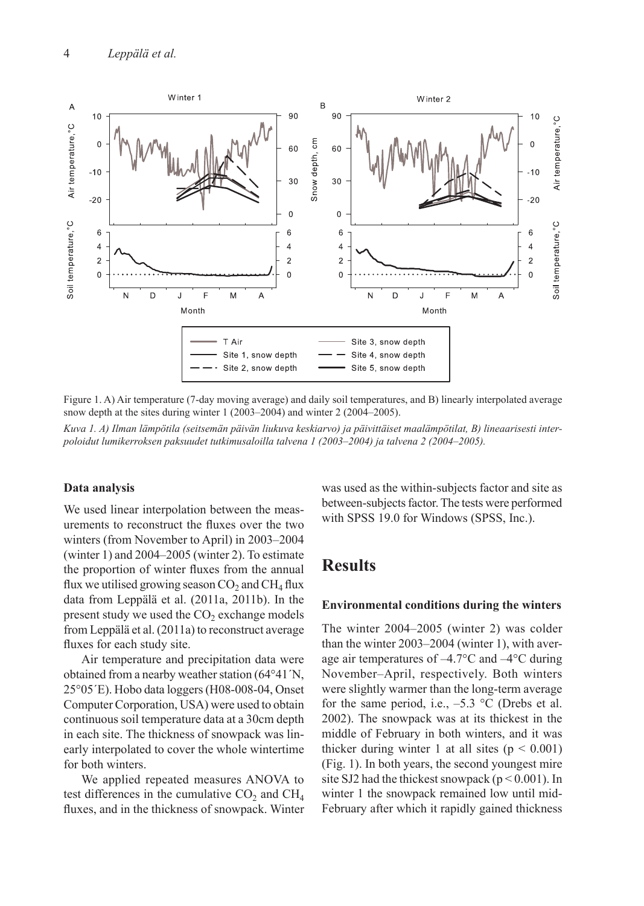Figure 1. A) Air temperature (7-day moving average) and daily soil temperatures, and B) linearly interpolated average snow depth at the sites during winter 1 (2003–2004) and winter 2 (2004–2005).

*Kuva 1. A) Ilman lämpötila (seitsemän päivän liukuva keskiarvo) ja päivittäiset maalämpötilat, B) lineaarisesti interpoloidut lumikerroksen paksuudet tutkimusaloilla talvena 1 (2003–2004) ja talvena 2 (2004–2005).*

#### Data analysis

We used linear interpolation between the measurements to reconstruct the fluxes over the two winters (from November to April) in 2003–2004 (winter 1) and 2004–2005 (winter 2). To estimate the proportion of winter fluxes from the annual flux we utilised growing season $CO_2$ and $CH_4$ flux data from Leppälä et al. (2011a, 2011b). In the present study we used the $CO_2$ exchange models from Leppälä et al. (2011a) to reconstruct average fluxes for each study site.

Air temperature and precipitation data were obtained from a nearby weather station (64°41´N, 25°05´E). Hobo data loggers (H08-008-04, Onset Computer Corporation, USA) were used to obtain continuous soil temperature data at a 30cm depth in each site. The thickness of snowpack was linearly interpolated to cover the whole wintertime for both winters.

We applied repeated measures ANOVA to test differences in the cumulative $CO_2$ and $CH_4$ fluxes, and in the thickness of snowpack. Winter was used as the within-subjects factor and site as between-subjects factor. The tests were performed with SPSS 19.0 for Windows (SPSS, Inc.).

## Results

#### Environmental conditions during the winters

The winter 2004–2005 (winter 2) was colder than the winter 2003–2004 (winter 1), with average air temperatures of –4.7°C and –4°C during November–April, respectively. Both winters were slightly warmer than the long-term average for the same period, i.e., –5.3 °C (Drebs et al. 2002). The snowpack was at its thickest in the middle of February in both winters, and it was thicker during winter 1 at all sites ($p < 0.001$) (Fig. 1). In both years, the second youngest mire site SJ2 had the thickest snowpack ($p < 0.001$). In winter 1 the snowpack remained low until mid-February after which it rapidly gained thickness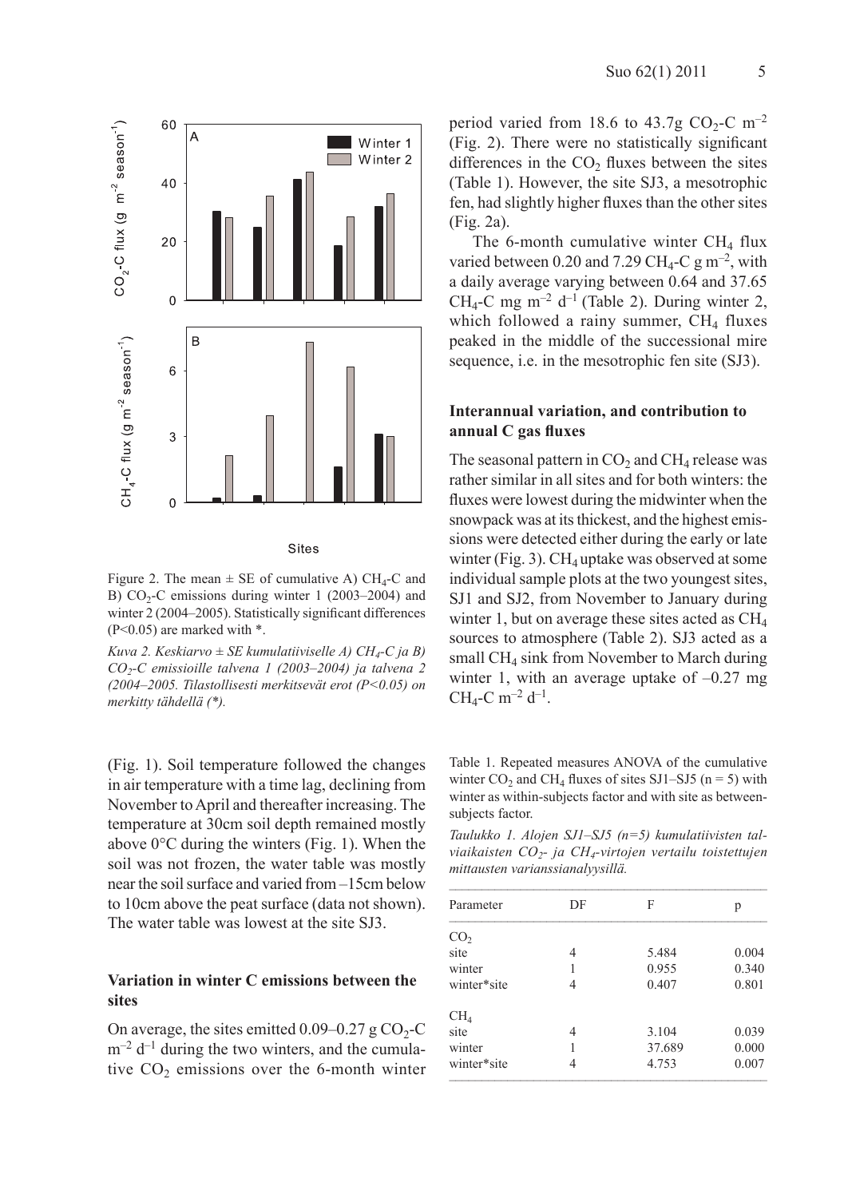Figure 2. The mean ± SE of cumulative A) $CH_4$-C and B) $CO_2$-C emissions during winter 1 (2003–2004) and winter 2 (2004–2005). Statistically significant differences ($P<0.05$) are marked with *.

*Kuva 2. Keskiarvo ± SE kumulatiiviselle A) $CH_4$-C ja B) $CO_2$-C emissioille talvena 1 (2003–2004) ja talvena 2 (2004–2005. Tilastollisesti merkitsevät erot ($P<0.05$) on merkitty tähdellä (*).*

(Fig. 1). Soil temperature followed the changes in air temperature with a time lag, declining from November to April and thereafter increasing. The temperature at 30cm soil depth remained mostly above 0°C during the winters (Fig. 1). When the soil was not frozen, the water table was mostly near the soil surface and varied from –15cm below to 10cm above the peat surface (data not shown). The water table was lowest at the site SJ3.

### Variation in winter C emissions between the sites

On average, the sites emitted 0.09–0.27 g $CO_2$-C $m^{-2}$ $d^{-1}$ during the two winters, and the cumulative $CO_2$ emissions over the 6-month winter period varied from 18.6 to 43.7g $CO_2$-C $m^{-2}$ (Fig. 2). There were no statistically significant differences in the $CO_2$ fluxes between the sites (Table 1). However, the site SJ3, a mesotrophic fen, had slightly higher fluxes than the other sites (Fig. 2a).

The 6-month cumulative winter $CH_4$ flux varied between 0.20 and 7.29 $CH_4$-C g $m^{-2}$, with a daily average varying between 0.64 and 37.65 $CH_4$-C mg $m^{-2}$ $d^{-1}$ (Table 2). During winter 2, which followed a rainy summer, $CH_4$ fluxes peaked in the middle of the successional mire sequence, i.e. in the mesotrophic fen site (SJ3).

### Interannual variation, and contribution to annual C gas fluxes

The seasonal pattern in $CO_2$ and $CH_4$ release was rather similar in all sites and for both winters: the fluxes were lowest during the midwinter when the snowpack was at its thickest, and the highest emissions were detected either during the early or late winter (Fig. 3). $CH_4$ uptake was observed at some individual sample plots at the two youngest sites, SJ1 and SJ2, from November to January during winter 1, but on average these sites acted as $CH_4$ sources to atmosphere (Table 2). SJ3 acted as a small $CH_4$ sink from November to March during winter 1, with an average uptake of –0.27 mg $CH_4$-C $m^{-2}$ $d^{-1}$.

Table 1. Repeated measures ANOVA of the cumulative winter $CO_2$ and $CH_4$ fluxes of sites SJ1–SJ5 (n = 5) with winter as within-subjects factor and with site as between-subjects factor.

*Taulukko 1. Alojen SJ1–SJ5 (n=5) kumulatiivisten talviaikaisten $CO_2$- ja $CH_4$-virtojen vertailu toistettujen mittausten varianssianalyysillä.*

| Parameter | DF | F | p |
|---|---|---|---|
| $CO_2$ | | | |
| site | 4 | 5.484 | 0.004 |
| winter | 1 | 0.955 | 0.340 |
| winter*site | 4 | 0.407 | 0.801 |
| $CH_4$ | | | |
| site | 4 | 3.104 | 0.039 |
| winter | 1 | 37.689 | 0.000 |
| winter*site | 4 | 4.753 | 0.007 |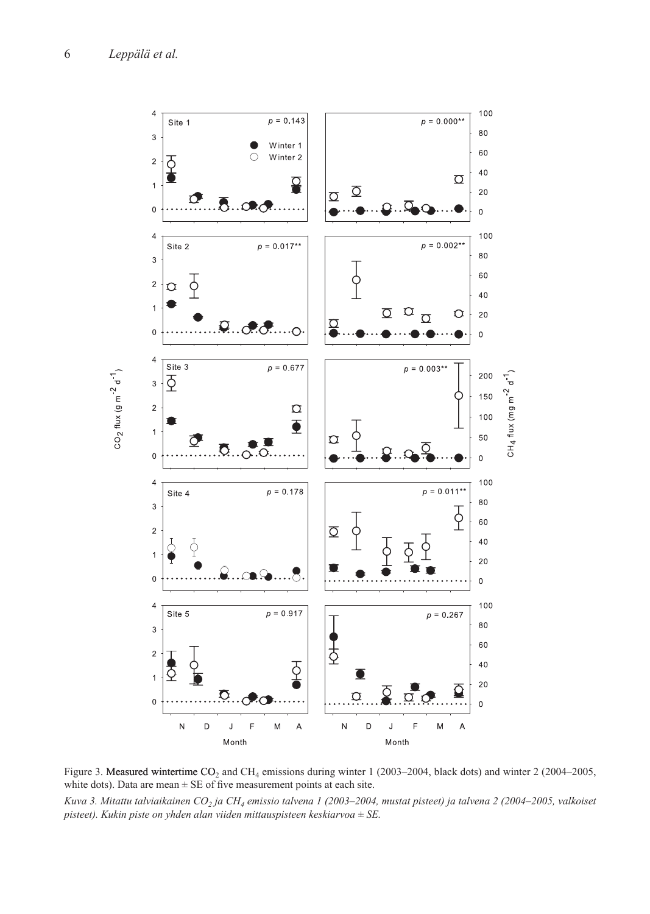Figure 3. Measured wintertime $CO_2$ and $CH_4$ emissions during winter 1 (2003–2004, black dots) and winter 2 (2004–2005, white dots). Data are mean ± SE of five measurement points at each site.

*Kuva 3. Mitattu talviaikainen $CO_2$ ja $CH_4$ emissio talvena 1 (2003–2004, mustat pisteet) ja talvena 2 (2004–2005, valkoiset pisteet). Kukin piste on yhden alan viiden mittauspisteen keskiarvoa ± SE.*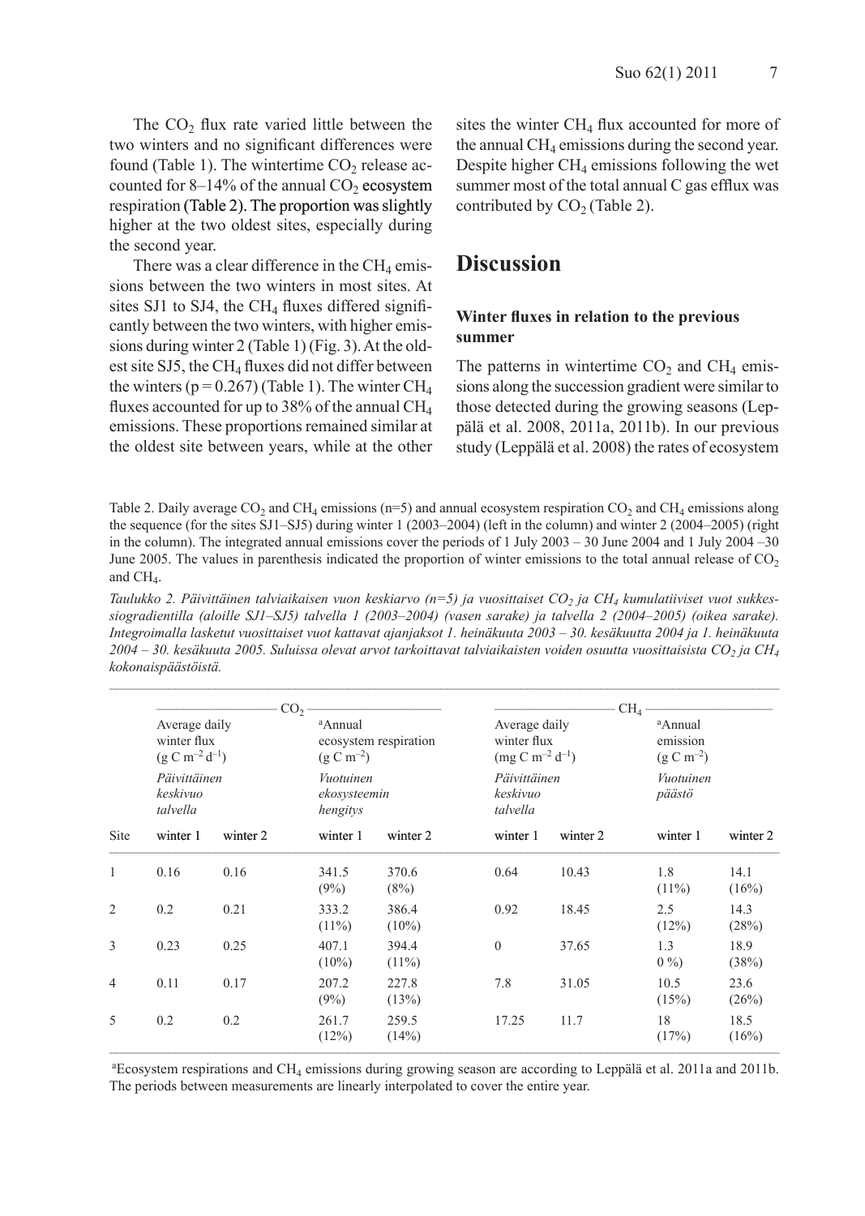The $CO_2$ flux rate varied little between the two winters and no significant differences were found (Table 1). The wintertime $CO_2$ release accounted for 8–14% of the annual $CO_2$ ecosystem respiration (Table 2). The proportion was slightly higher at the two oldest sites, especially during the second year.

There was a clear difference in the $CH_4$ emissions between the two winters in most sites. At sites SJ1 to SJ4, the $CH_4$ fluxes differed significantly between the two winters, with higher emissions during winter 2 (Table 1) (Fig. 3). At the oldest site SJ5, the $CH_4$ fluxes did not differ between the winters ($p = 0.267$) (Table 1). The winter $CH_4$ fluxes accounted for up to 38% of the annual $CH_4$ emissions. These proportions remained similar at the oldest site between years, while at the other sites the winter $CH_4$ flux accounted for more of the annual $CH_4$ emissions during the second year. Despite higher $CH_4$ emissions following the wet summer most of the total annual C gas efflux was contributed by $CO_2$ (Table 2).

## Discussion

### Winter fluxes in relation to the previous summer

The patterns in wintertime $CO_2$ and $CH_4$ emissions along the succession gradient were similar to those detected during the growing seasons (Leppälä et al. 2008, 2011a, 2011b). In our previous study (Leppälä et al. 2008) the rates of ecosystem

Table 2. Daily average $CO_2$ and $CH_4$ emissions (n=5) and annual ecosystem respiration $CO_2$ and $CH_4$ emissions along the sequence (for the sites SJ1–SJ5) during winter 1 (2003–2004) (left in the column) and winter 2 (2004–2005) (right in the column). The integrated annual emissions cover the periods of 1 July 2003 – 30 June 2004 and 1 July 2004 –30 June 2005. The values in parenthesis indicated the proportion of winter emissions to the total annual release of $CO_2$ and $CH_4$.

*Taulukko 2. Päivittäinen talviaikaisen vuon keskiarvo (n=5) ja vuosittaiset $CO_2$ ja $CH_4$ kumulatiiviset vuot sukkessiogradientilla (aloille SJ1–SJ5) talvella 1 (2003–2004) (vasen sarake) ja talvella 2 (2004–2005) (oikea sarake). Integroimalla lasketut vuosittaiset vuot kattavat ajanjaksot 1. heinäkuuta 2003 – 30. kesäkuuta 2004 ja 1. heinäkuuta 2004 – 30. kesäkuuta 2005. Suluissa olevat arvot tarkoittavat talviaikaisten voiden osuutta vuosittaisista $CO_2$ ja $CH_4$ kokonaispäästöistä.*

| | $CO_2$ | | | | $CH_4$ | | | |
|---|---|---|---|---|---|---|---|---|
| | Average daily winter flux ($g\ C\ m^{-2}\ d^{-1}$) *Päivittäinen keskivuo talvella* | | [a]Annual ecosystem respiration ($g\ C\ m^{-2}$) *Vuotuinen ekosysteemin hengitys* | | Average daily winter flux ($mg\ C\ m^{-2}\ d^{-1}$) *Päivittäinen keskivuo talvella* | | [a]Annual emission ($g\ C\ m^{-2}$) *Vuotuinen päästö* | |
| Site | winter 1 | winter 2 | winter 1 | winter 2 | winter 1 | winter 2 | winter 1 | winter 2 |
| 1 | 0.16 | 0.16 | 341.5 (9%) | 370.6 (8%) | 0.64 | 10.43 | 1.8 (11%) | 14.1 (16%) |
| 2 | 0.2 | 0.21 | 333.2 (11%) | 386.4 (10%) | 0.92 | 18.45 | 2.5 (12%) | 14.3 (28%) |
| 3 | 0.23 | 0.25 | 407.1 (10%) | 394.4 (11%) | 0 | 37.65 | 1.3 0 %) | 18.9 (38%) |
| 4 | 0.11 | 0.17 | 207.2 (9%) | 227.8 (13%) | 7.8 | 31.05 | 10.5 (15%) | 23.6 (26%) |
| 5 | 0.2 | 0.2 | 261.7 (12%) | 259.5 (14%) | 17.25 | 11.7 | 18 (17%) | 18.5 (16%) |

[a]Ecosystem respirations and $CH_4$ emissions during growing season are according to Leppälä et al. 2011a and 2011b. The periods between measurements are linearly interpolated to cover the entire year.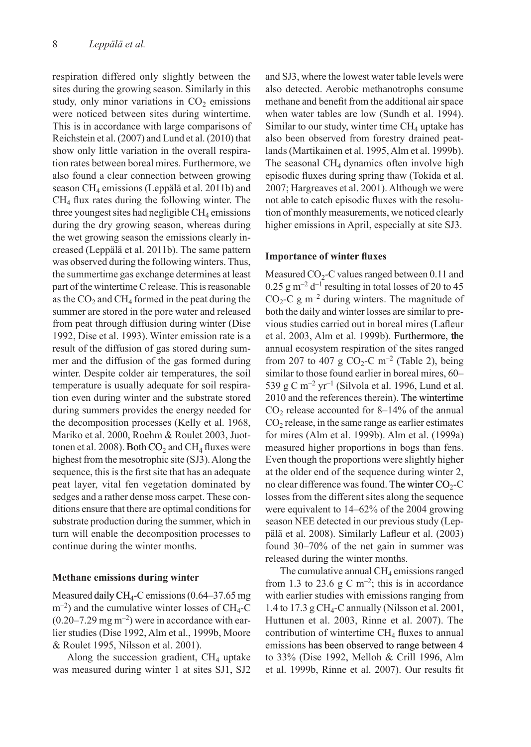respiration differed only slightly between the sites during the growing season. Similarly in this study, only minor variations in $CO_2$ emissions were noticed between sites during wintertime. This is in accordance with large comparisons of Reichstein et al. (2007) and Lund et al. (2010) that show only little variation in the overall respiration rates between boreal mires. Furthermore, we also found a clear connection between growing season $CH_4$ emissions (Leppälä et al. 2011b) and $CH_4$ flux rates during the following winter. The three youngest sites had negligible $CH_4$ emissions during the dry growing season, whereas during the wet growing season the emissions clearly increased (Leppälä et al. 2011b). The same pattern was observed during the following winters. Thus, the summertime gas exchange determines at least part of the wintertime C release. This is reasonable as the $CO_2$ and $CH_4$ formed in the peat during the summer are stored in the pore water and released from peat through diffusion during winter (Dise 1992, Dise et al. 1993). Winter emission rate is a result of the diffusion of gas stored during summer and the diffusion of the gas formed during winter. Despite colder air temperatures, the soil temperature is usually adequate for soil respiration even during winter and the substrate stored during summers provides the energy needed for the decomposition processes (Kelly et al. 1968, Mariko et al. 2000, Roehm & Roulet 2003, Juottonen et al. 2008). Both $CO_2$ and $CH_4$ fluxes were highest from the mesotrophic site (SJ3). Along the sequence, this is the first site that has an adequate peat layer, vital fen vegetation dominated by sedges and a rather dense moss carpet. These conditions ensure that there are optimal conditions for substrate production during the summer, which in turn will enable the decomposition processes to continue during the winter months.

### Methane emissions during winter

Measured daily $CH_4$-C emissions (0.64–37.65 mg $m^{-2}$) and the cumulative winter losses of $CH_4$-C (0.20–7.29 mg $m^{-2}$) were in accordance with earlier studies (Dise 1992, Alm et al., 1999b, Moore & Roulet 1995, Nilsson et al. 2001).

Along the succession gradient, $CH_4$ uptake was measured during winter 1 at sites SJ1, SJ2 and SJ3, where the lowest water table levels were also detected. Aerobic methanotrophs consume methane and benefit from the additional air space when water tables are low (Sundh et al. 1994). Similar to our study, winter time $CH_4$ uptake has also been observed from forestry drained peatlands (Martikainen et al. 1995, Alm et al. 1999b). The seasonal $CH_4$ dynamics often involve high episodic fluxes during spring thaw (Tokida et al. 2007; Hargreaves et al. 2001). Although we were not able to catch episodic fluxes with the resolution of monthly measurements, we noticed clearly higher emissions in April, especially at site SJ3.

### Importance of winter fluxes

Measured $CO_2$-C values ranged between 0.11 and 0.25 g $m^{-2}$ $d^{-1}$ resulting in total losses of 20 to 45 $CO_2$-C g $m^{-2}$ during winters. The magnitude of both the daily and winter losses are similar to previous studies carried out in boreal mires (Lafleur et al. 2003, Alm et al. 1999b). Furthermore, the annual ecosystem respiration of the sites ranged from 207 to 407 g $CO_2$-C $m^{-2}$ (Table 2), being similar to those found earlier in boreal mires, 60–539 g C $m^{-2}$ $yr^{-1}$ (Silvola et al. 1996, Lund et al. 2010 and the references therein). The wintertime $CO_2$ release accounted for 8–14% of the annual $CO_2$ release, in the same range as earlier estimates for mires (Alm et al. 1999b). Alm et al. (1999a) measured higher proportions in bogs than fens. Even though the proportions were slightly higher at the older end of the sequence during winter 2, no clear difference was found. The winter $CO_2$-C losses from the different sites along the sequence were equivalent to 14–62% of the 2004 growing season NEE detected in our previous study (Leppälä et al. 2008). Similarly Lafleur et al. (2003) found 30–70% of the net gain in summer was released during the winter months.

The cumulative annual $CH_4$ emissions ranged from 1.3 to 23.6 g C $m^{-2}$; this is in accordance with earlier studies with emissions ranging from 1.4 to 17.3 g $CH_4$-C annually (Nilsson et al. 2001, Huttunen et al. 2003, Rinne et al. 2007). The contribution of wintertime $CH_4$ fluxes to annual emissions has been observed to range between 4 to 33% (Dise 1992, Melloh & Crill 1996, Alm et al. 1999b, Rinne et al. 2007). Our results fit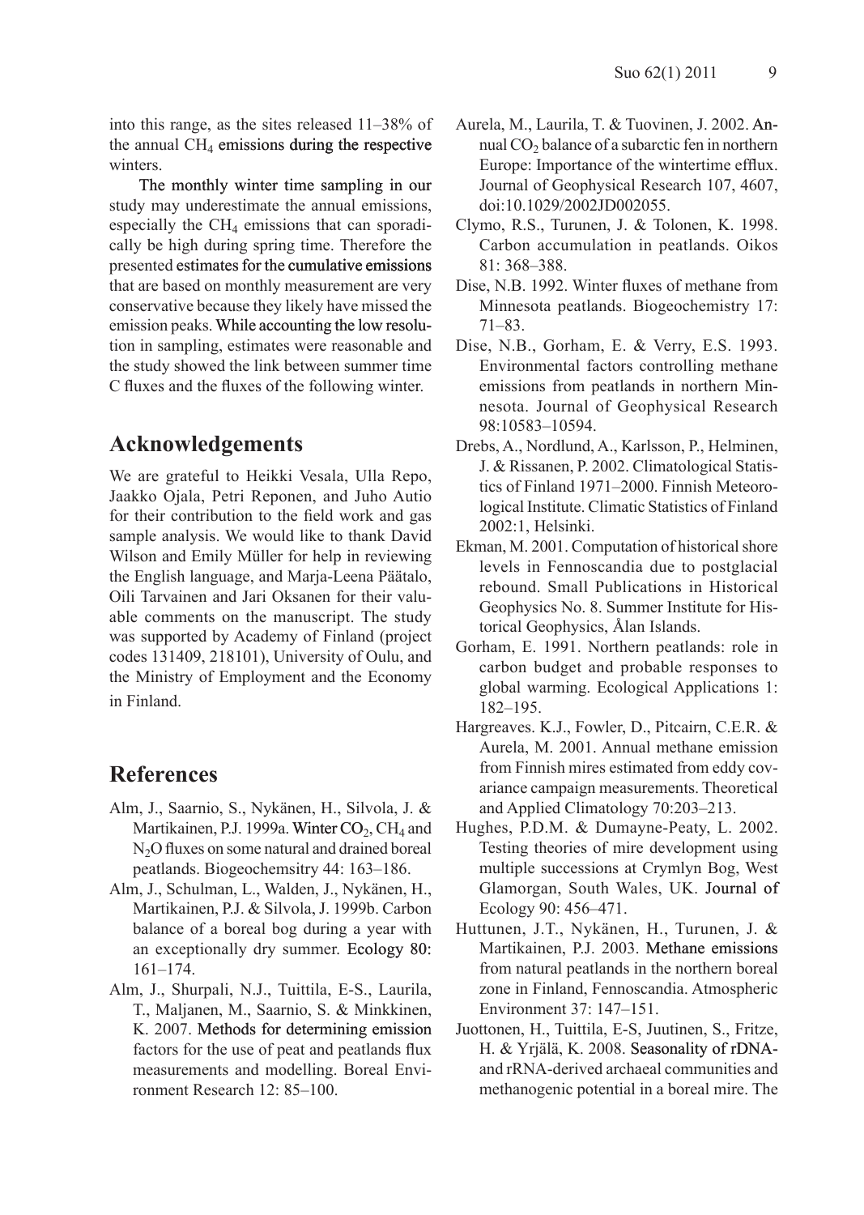into this range, as the sites released 11–38% of the annual $CH_4$ emissions during the respective winters.

The monthly winter time sampling in our study may underestimate the annual emissions, especially the $CH_4$ emissions that can sporadically be high during spring time. Therefore the presented estimates for the cumulative emissions that are based on monthly measurement are very conservative because they likely have missed the emission peaks. While accounting the low resolution in sampling, estimates were reasonable and the study showed the link between summer time C fluxes and the fluxes of the following winter.

## Acknowledgements

We are grateful to Heikki Vesala, Ulla Repo, Jaakko Ojala, Petri Reponen, and Juho Autio for their contribution to the field work and gas sample analysis. We would like to thank David Wilson and Emily Müller for help in reviewing the English language, and Marja-Leena Päätalo, Oili Tarvainen and Jari Oksanen for their valuable comments on the manuscript. The study was supported by Academy of Finland (project codes 131409, 218101), University of Oulu, and the Ministry of Employment and the Economy in Finland.

## References

Alm, J., Saarnio, S., Nykänen, H., Silvola, J. & Martikainen, P.J. 1999a. Winter $CO_2$, $CH_4$ and $N_2O$ fluxes on some natural and drained boreal peatlands. Biogeochemsitry 44: 163–186.

Alm, J., Schulman, L., Walden, J., Nykänen, H., Martikainen, P.J. & Silvola, J. 1999b. Carbon balance of a boreal bog during a year with an exceptionally dry summer. Ecology 80: 161–174.

Alm, J., Shurpali, N.J., Tuittila, E-S., Laurila, T., Maljanen, M., Saarnio, S. & Minkkinen, K. 2007. Methods for determining emission factors for the use of peat and peatlands flux measurements and modelling. Boreal Environment Research 12: 85–100.

Aurela, M., Laurila, T. & Tuovinen, J. 2002. Annual $CO_2$ balance of a subarctic fen in northern Europe: Importance of the wintertime efflux. Journal of Geophysical Research 107, 4607, doi:10.1029/2002JD002055.

Clymo, R.S., Turunen, J. & Tolonen, K. 1998. Carbon accumulation in peatlands. Oikos 81: 368–388.

Dise, N.B. 1992. Winter fluxes of methane from Minnesota peatlands. Biogeochemistry 17: 71–83.

Dise, N.B., Gorham, E. & Verry, E.S. 1993. Environmental factors controlling methane emissions from peatlands in northern Minnesota. Journal of Geophysical Research 98:10583–10594.

Drebs, A., Nordlund, A., Karlsson, P., Helminen, J. & Rissanen, P. 2002. Climatological Statistics of Finland 1971–2000. Finnish Meteorological Institute. Climatic Statistics of Finland 2002:1, Helsinki.

Ekman, M. 2001. Computation of historical shore levels in Fennoscandia due to postglacial rebound. Small Publications in Historical Geophysics No. 8. Summer Institute for Historical Geophysics, Ålan Islands.

Gorham, E. 1991. Northern peatlands: role in carbon budget and probable responses to global warming. Ecological Applications 1: 182–195.

Hargreaves. K.J., Fowler, D., Pitcairn, C.E.R. & Aurela, M. 2001. Annual methane emission from Finnish mires estimated from eddy covariance campaign measurements. Theoretical and Applied Climatology 70:203–213.

Hughes, P.D.M. & Dumayne-Peaty, L. 2002. Testing theories of mire development using multiple successions at Crymlyn Bog, West Glamorgan, South Wales, UK. Journal of Ecology 90: 456–471.

Huttunen, J.T., Nykänen, H., Turunen, J. & Martikainen, P.J. 2003. Methane emissions from natural peatlands in the northern boreal zone in Finland, Fennoscandia. Atmospheric Environment 37: 147–151.

Juottonen, H., Tuittila, E-S, Juutinen, S., Fritze, H. & Yrjälä, K. 2008. Seasonality of rDNA- and rRNA-derived archaeal communities and methanogenic potential in a boreal mire. The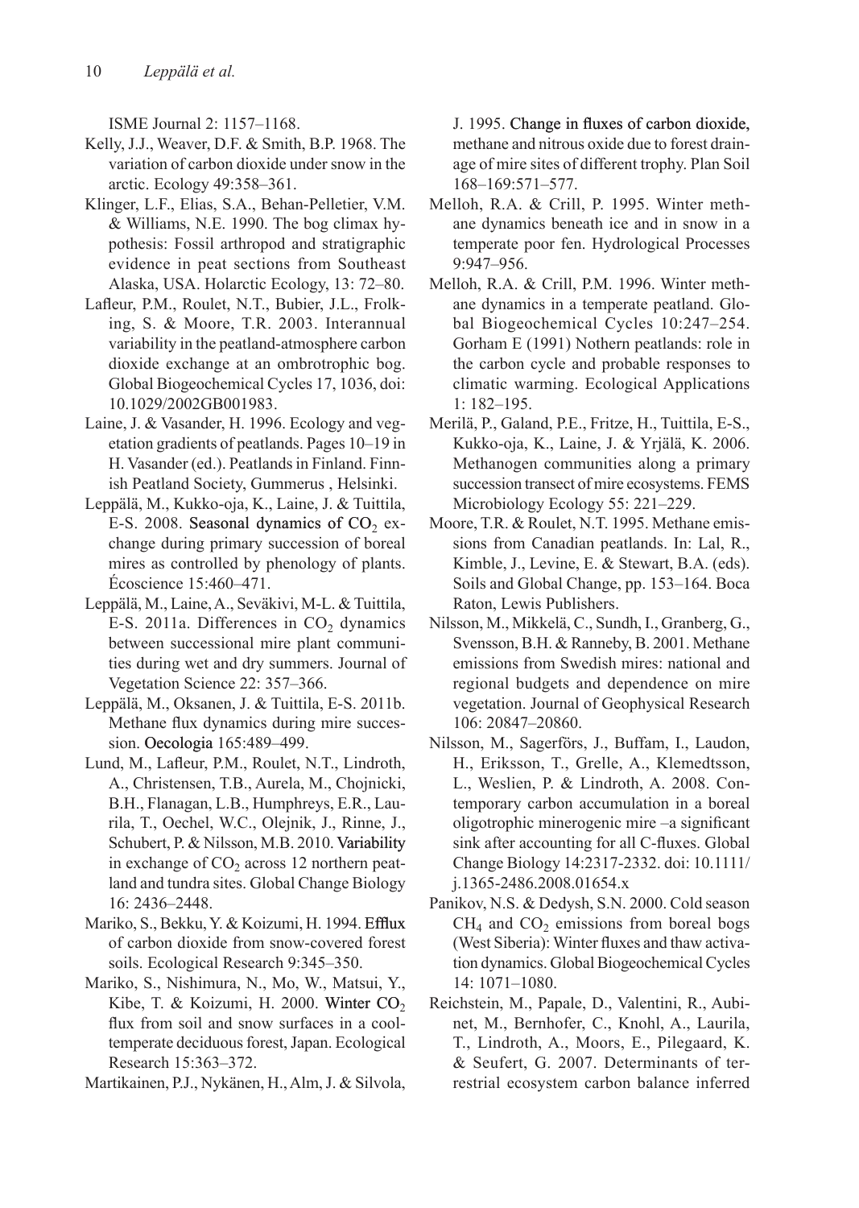ISME Journal 2: 1157–1168.

Kelly, J.J., Weaver, D.F. & Smith, B.P. 1968. The variation of carbon dioxide under snow in the arctic. Ecology 49:358–361.

Klinger, L.F., Elias, S.A., Behan-Pelletier, V.M. & Williams, N.E. 1990. The bog climax hypothesis: Fossil arthropod and stratigraphic evidence in peat sections from Southeast Alaska, USA. Holarctic Ecology, 13: 72–80.

Lafleur, P.M., Roulet, N.T., Bubier, J.L., Frolking, S. & Moore, T.R. 2003. Interannual variability in the peatland-atmosphere carbon dioxide exchange at an ombrotrophic bog. Global Biogeochemical Cycles 17, 1036, doi: 10.1029/2002GB001983.

Laine, J. & Vasander, H. 1996. Ecology and vegetation gradients of peatlands. Pages 10–19 in H. Vasander (ed.). Peatlands in Finland. Finnish Peatland Society, Gummerus , Helsinki.

Leppälä, M., Kukko-oja, K., Laine, J. & Tuittila, E-S. 2008. Seasonal dynamics of $CO_2$ exchange during primary succession of boreal mires as controlled by phenology of plants. Écoscience 15:460–471.

Leppälä, M., Laine, A., Seväkivi, M-L. & Tuittila, E-S. 2011a. Differences in $CO_2$ dynamics between successional mire plant communities during wet and dry summers. Journal of Vegetation Science 22: 357–366.

Leppälä, M., Oksanen, J. & Tuittila, E-S. 2011b. Methane flux dynamics during mire succession. Oecologia 165:489–499.

Lund, M., Lafleur, P.M., Roulet, N.T., Lindroth, A., Christensen, T.B., Aurela, M., Chojnicki, B.H., Flanagan, L.B., Humphreys, E.R., Laurila, T., Oechel, W.C., Olejnik, J., Rinne, J., Schubert, P. & Nilsson, M.B. 2010. Variability in exchange of $CO_2$ across 12 northern peatland and tundra sites. Global Change Biology 16: 2436–2448.

Mariko, S., Bekku, Y. & Koizumi, H. 1994. Efflux of carbon dioxide from snow-covered forest soils. Ecological Research 9:345–350.

Mariko, S., Nishimura, N., Mo, W., Matsui, Y., Kibe, T. & Koizumi, H. 2000. Winter $CO_2$ flux from soil and snow surfaces in a cool-temperate deciduous forest, Japan. Ecological Research 15:363–372.

Martikainen, P.J., Nykänen, H., Alm, J. & Silvola, J. 1995. Change in fluxes of carbon dioxide, methane and nitrous oxide due to forest drainage of mire sites of different trophy. Plan Soil 168–169:571–577.

Melloh, R.A. & Crill, P. 1995. Winter methane dynamics beneath ice and in snow in a temperate poor fen. Hydrological Processes 9:947–956.

Melloh, R.A. & Crill, P.M. 1996. Winter methane dynamics in a temperate peatland. Global Biogeochemical Cycles 10:247–254. Gorham E (1991) Nothern peatlands: role in the carbon cycle and probable responses to climatic warming. Ecological Applications 1: 182–195.

Merilä, P., Galand, P.E., Fritze, H., Tuittila, E-S., Kukko-oja, K., Laine, J. & Yrjälä, K. 2006. Methanogen communities along a primary succession transect of mire ecosystems. FEMS Microbiology Ecology 55: 221–229.

Moore, T.R. & Roulet, N.T. 1995. Methane emissions from Canadian peatlands. In: Lal, R., Kimble, J., Levine, E. & Stewart, B.A. (eds). Soils and Global Change, pp. 153–164. Boca Raton, Lewis Publishers.

Nilsson, M., Mikkelä, C., Sundh, I., Granberg, G., Svensson, B.H. & Ranneby, B. 2001. Methane emissions from Swedish mires: national and regional budgets and dependence on mire vegetation. Journal of Geophysical Research 106: 20847–20860.

Nilsson, M., Sagerförs, J., Buffam, I., Laudon, H., Eriksson, T., Grelle, A., Klemedtsson, L., Weslien, P. & Lindroth, A. 2008. Contemporary carbon accumulation in a boreal oligotrophic minerogenic mire –a significant sink after accounting for all C-fluxes. Global Change Biology 14:2317-2332. doi: 10.1111/j.1365-2486.2008.01654.x

Panikov, N.S. & Dedysh, S.N. 2000. Cold season $CH_4$ and $CO_2$ emissions from boreal bogs (West Siberia): Winter fluxes and thaw activation dynamics. Global Biogeochemical Cycles 14: 1071–1080.

Reichstein, M., Papale, D., Valentini, R., Aubinet, M., Bernhofer, C., Knohl, A., Laurila, T., Lindroth, A., Moors, E., Pilegaard, K. & Seufert, G. 2007. Determinants of terrestrial ecosystem carbon balance inferred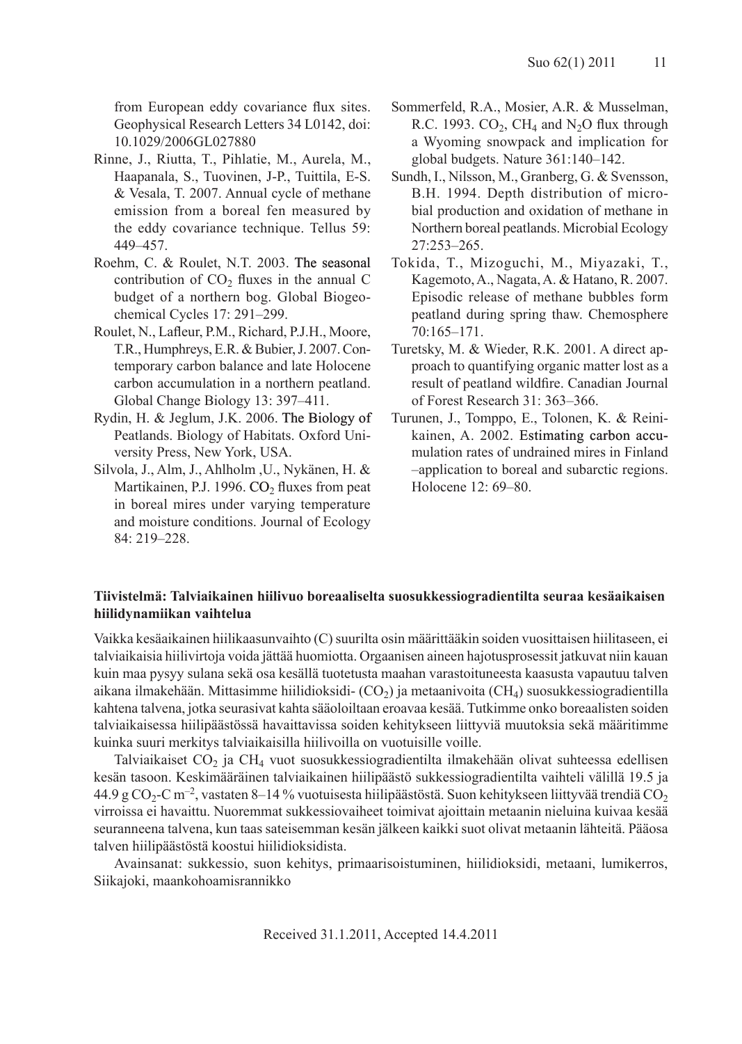from European eddy covariance flux sites. Geophysical Research Letters 34 L0142, doi: 10.1029/2006GL027880

Rinne, J., Riutta, T., Pihlatie, M., Aurela, M., Haapanala, S., Tuovinen, J-P., Tuittila, E-S. & Vesala, T. 2007. Annual cycle of methane emission from a boreal fen measured by the eddy covariance technique. Tellus 59: 449–457.

Roehm, C. & Roulet, N.T. 2003. The seasonal contribution of $CO_2$ fluxes in the annual C budget of a northern bog. Global Biogeochemical Cycles 17: 291–299.

Roulet, N., Lafleur, P.M., Richard, P.J.H., Moore, T.R., Humphreys, E.R. & Bubier, J. 2007. Contemporary carbon balance and late Holocene carbon accumulation in a northern peatland. Global Change Biology 13: 397–411.

Rydin, H. & Jeglum, J.K. 2006. The Biology of Peatlands. Biology of Habitats. Oxford University Press, New York, USA.

Silvola, J., Alm, J., Ahlholm ,U., Nykänen, H. & Martikainen, P.J. 1996. $CO_2$ fluxes from peat in boreal mires under varying temperature and moisture conditions. Journal of Ecology 84: 219–228.

Sommerfeld, R.A., Mosier, A.R. & Musselman, R.C. 1993. $CO_2$, $CH_4$ and $N_2O$ flux through a Wyoming snowpack and implication for global budgets. Nature 361:140–142.

Sundh, I., Nilsson, M., Granberg, G. & Svensson, B.H. 1994. Depth distribution of microbial production and oxidation of methane in Northern boreal peatlands. Microbial Ecology 27:253–265.

Tokida, T., Mizoguchi, M., Miyazaki, T., Kagemoto, A., Nagata, A. & Hatano, R. 2007. Episodic release of methane bubbles form peatland during spring thaw. Chemosphere 70:165–171.

Turetsky, M. & Wieder, R.K. 2001. A direct approach to quantifying organic matter lost as a result of peatland wildfire. Canadian Journal of Forest Research 31: 363–366.

Turunen, J., Tomppo, E., Tolonen, K. & Reinikainen, A. 2002. Estimating carbon accumulation rates of undrained mires in Finland –application to boreal and subarctic regions. Holocene 12: 69–80.

## Tiivistelmä: Talviaikainen hiilivuo boreaaliselta suosukkessiogradientilta seuraa kesäaikaisen hiilidynamiikan vaihtelua

Vaikka kesäaikainen hiilikaasunvaihto (C) suurilta osin määrittääkin soiden vuosittaisen hiilitaseen, ei talviaikaisia hiilivirtoja voida jättää huomiotta. Orgaanisen aineen hajotusprosessit jatkuvat niin kauan kuin maa pysyy sulana sekä osa kesällä tuotetusta maahan varastoituneesta kaasusta vapautuu talven aikana ilmakehään. Mittasimme hiilidioksidi- ($CO_2$) ja metaanivoita ($CH_4$) suosukkessiogradientilla kahtena talvena, jotka seurasivat kahta sääoloiltaan eroavaa kesää. Tutkimme onko boreaalisten soiden talviaikaisessa hiilipäästössä havaittavissa soiden kehitykseen liittyviä muutoksia sekä määritimme kuinka suuri merkitys talviaikaisilla hiilivoilla on vuotuisille voille.

Talviaikaiset $CO_2$ ja $CH_4$ vuot suosukkessiogradientilta ilmakehään olivat suhteessa edellisen kesän tasoon. Keskimääräinen talviaikainen hiilipäästö sukkessiogradientilta vaihteli välillä 19.5 ja 44.9 g $CO_2$-C m$^{-2}$, vastaten 8–14 % vuotuisesta hiilipäästöstä. Suon kehitykseen liittyvää trendiä $CO_2$ virroissa ei havaittu. Nuoremmat sukkessiovaiheet toimivat ajoittain metaanin nieluina kuivaa kesää seuranneena talvena, kun taas sateisemman kesän jälkeen kaikki suot olivat metaanin lähteitä. Pääosa talven hiilipäästöstä koostui hiilidioksidista.

Avainsanat: sukkessio, suon kehitys, primaarisoistuminen, hiilidioksidi, metaani, lumikerros, Siikajoki, maankohoamisrannikko

Received 31.1.2011, Accepted 14.4.2011